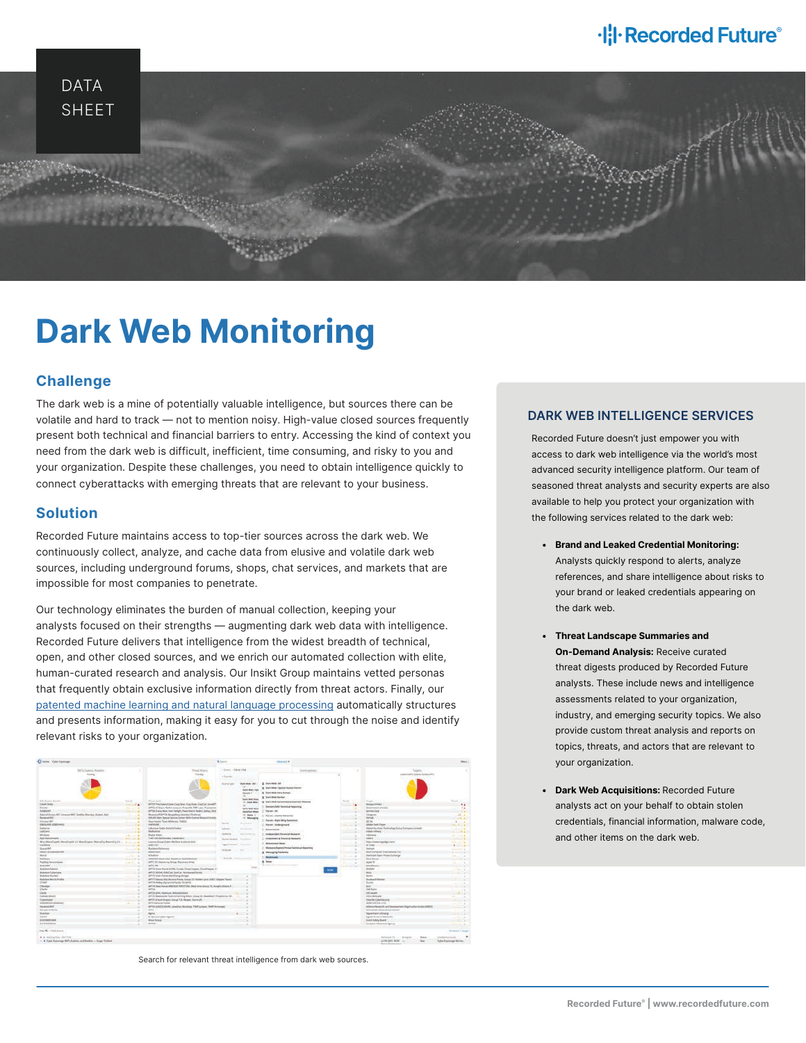DATA SHEET

# Dark Web Monitoring

## Challenge

The dark web is a mine of potentially valuable intelligence, but sources there can be volatile and hard to track — not to mention noisy. High-value closed sources frequently present both technical and financial barriers to entry. Accessing the kind of context you need from the dark web is difficult, inefficient, time consuming, and risky to you and your organization. Despite these challenges, you need to obtain intelligence quickly to connect cyberattacks with emerging threats that are relevant to your business.

## Solution

Recorded Future maintains access to top-tier sources across the dark web. We continuously collect, analyze, and cache data from elusive and volatile dark web sources, including underground forums, shops, chat services, and markets that are impossible for most companies to penetrate.

Our technology eliminates the burden of manual collection, keeping your analysts focused on their strengths — augmenting dark web data with intelligence. Recorded Future delivers that intelligence from the widest breadth of technical, open, and other closed sources, and we enrich our automated collection with elite, human-curated research and analysis. Our Insikt Group maintains vetted personas that frequently obtain exclusive information directly from threat actors. Finally, our patented machine learning and natural language processing automatically structures and presents information, making it easy for you to cut through the noise and identify relevant risks to your organization.

Search for relevant threat intelligence from dark web sources.

### DARK WEB INTELLIGENCE SERVICES

Recorded Future doesn't just empower you with access to dark web intelligence via the world's most advanced security intelligence platform. Our team of seasoned threat analysts and security experts are also available to help you protect your organization with the following services related to the dark web:

- **Brand and Leaked Credential Monitoring:** Analysts quickly respond to alerts, analyze references, and share intelligence about risks to your brand or leaked credentials appearing on the dark web.
- **Threat Landscape Summaries and On-Demand Analysis:** Receive curated threat digests produced by Recorded Future analysts. These include news and intelligence assessments related to your organization, industry, and emerging security topics. We also provide custom threat analysis and reports on topics, threats, and actors that are relevant to your organization.
- **Dark Web Acquisitions:** Recorded Future analysts act on your behalf to obtain stolen credentials, financial information, malware code, and other items on the dark web.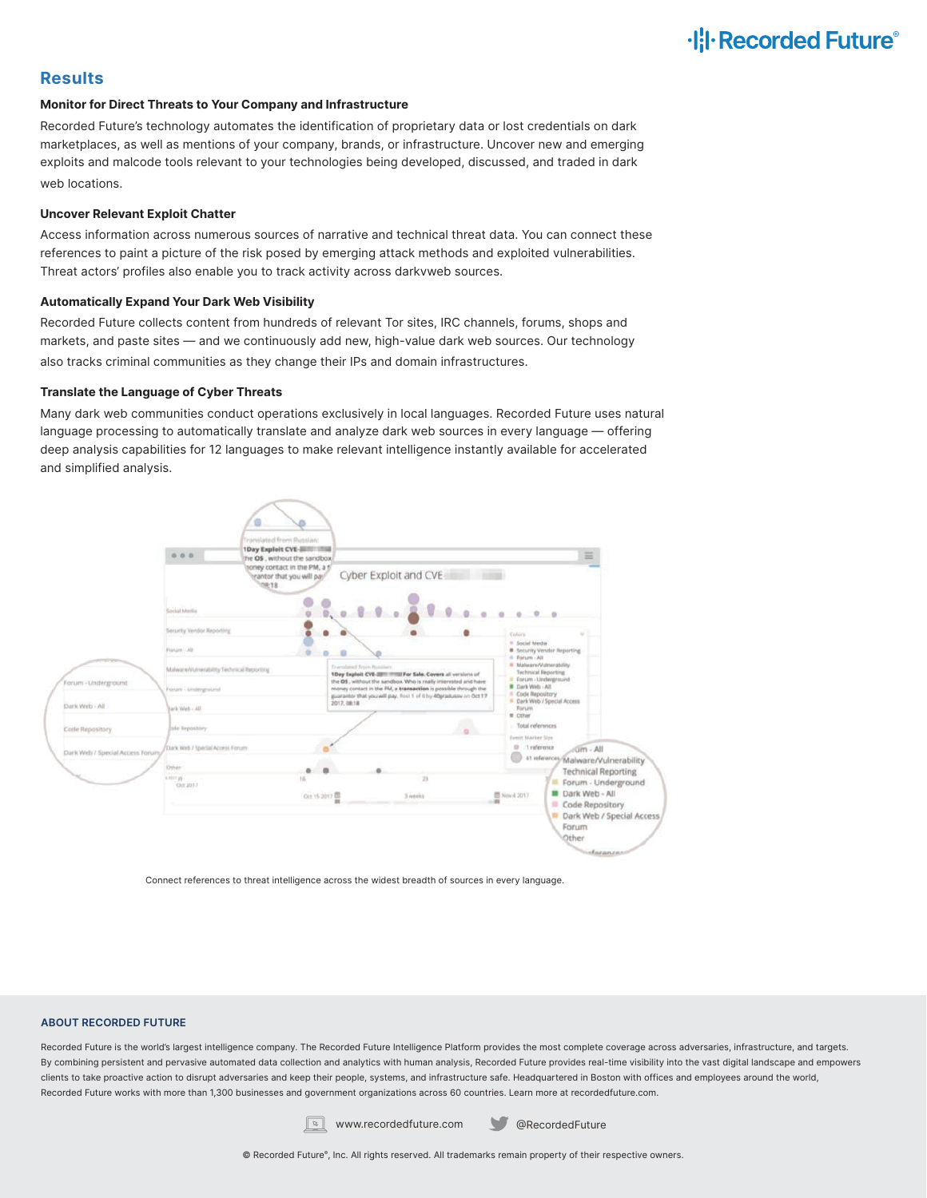## Results

### Monitor for Direct Threats to Your Company and Infrastructure

Recorded Future's technology automates the identification of proprietary data or lost credentials on dark marketplaces, as well as mentions of your company, brands, or infrastructure. Uncover new and emerging exploits and malcode tools relevant to your technologies being developed, discussed, and traded in dark web locations.

### Uncover Relevant Exploit Chatter

Access information across numerous sources of narrative and technical threat data. You can connect these references to paint a picture of the risk posed by emerging attack methods and exploited vulnerabilities. Threat actors' profiles also enable you to track activity across darkvweb sources.

### Automatically Expand Your Dark Web Visibility

Recorded Future collects content from hundreds of relevant Tor sites, IRC channels, forums, shops and markets, and paste sites — and we continuously add new, high-value dark web sources. Our technology also tracks criminal communities as they change their IPs and domain infrastructures.

### Translate the Language of Cyber Threats

Many dark web communities conduct operations exclusively in local languages. Recorded Future uses natural language processing to automatically translate and analyze dark web sources in every language — offering deep analysis capabilities for 12 languages to make relevant intelligence instantly available for accelerated and simplified analysis.

Connect references to threat intelligence across the widest breadth of sources in every language.

## ABOUT RECORDED FUTURE

Recorded Future is the world's largest intelligence company. The Recorded Future Intelligence Platform provides the most complete coverage across adversaries, infrastructure, and targets. By combining persistent and pervasive automated data collection and analytics with human analysis, Recorded Future provides real-time visibility into the vast digital landscape and empowers clients to take proactive action to disrupt adversaries and keep their people, systems, and infrastructure safe. Headquartered in Boston with offices and employees around the world, Recorded Future works with more than 1,300 businesses and government organizations across 60 countries. Learn more at recordedfuture.com.

www.recordedfuture.com    @RecordedFuture

© Recorded Future®, Inc. All rights reserved. All trademarks remain property of their respective owners.